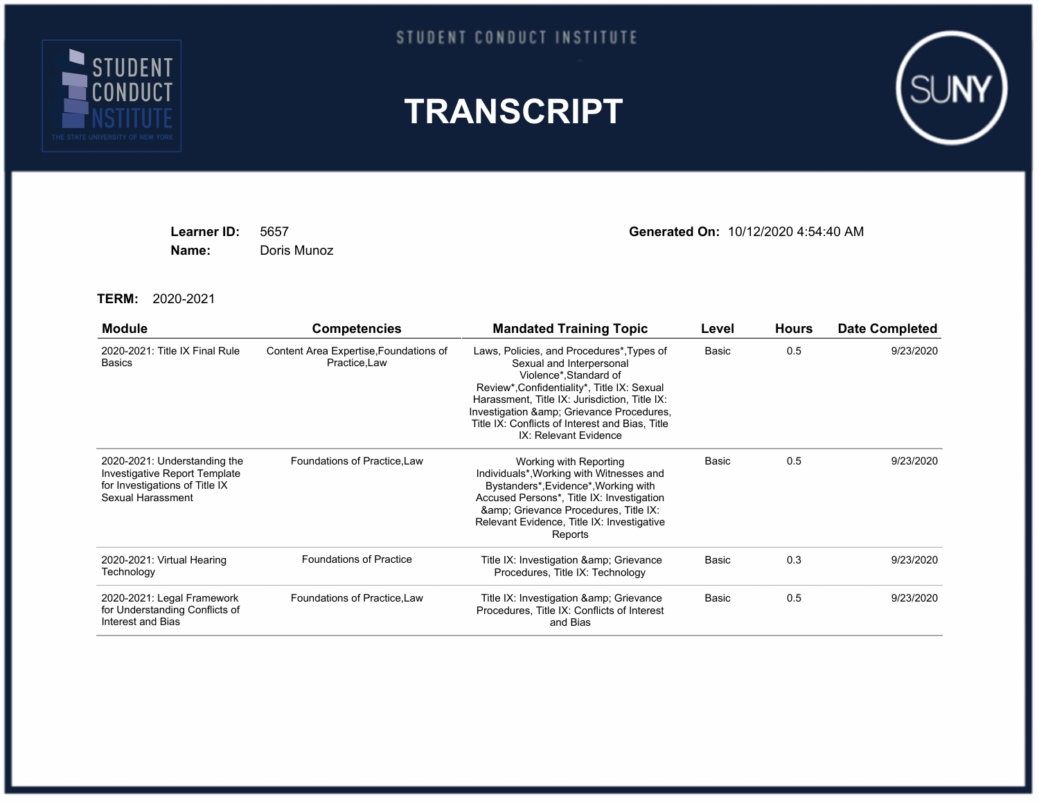STUDENT CONDUCT INSTITUTE

STUDENT CONDUCT INSTITUTE
THE STATE UNIVERSITY OF NEW YORK

SUNY

# TRANSCRIPT

**Learner ID:** 5657
**Name:** Doris Munoz

**Generated On:** 10/12/2020 4:54:40 AM

**TERM:** 2020-2021

| Module | Competencies | Mandated Training Topic | Level | Hours | Date Completed |
|---|---|---|---|---|---|
| 2020-2021: Title IX Final Rule Basics | Content Area Expertise,Foundations of Practice,Law | Laws, Policies, and Procedures*,Types of Sexual and Interpersonal Violence*,Standard of Review*,Confidentiality*, Title IX: Sexual Harassment, Title IX: Jurisdiction, Title IX: Investigation &amp; Grievance Procedures, Title IX: Conflicts of Interest and Bias, Title IX: Relevant Evidence | Basic | 0.5 | 9/23/2020 |
| 2020-2021: Understanding the Investigative Report Template for Investigations of Title IX Sexual Harassment | Foundations of Practice,Law | Working with Reporting Individuals*,Working with Witnesses and Bystanders*,Evidence*,Working with Accused Persons*, Title IX: Investigation &amp; Grievance Procedures, Title IX: Relevant Evidence, Title IX: Investigative Reports | Basic | 0.5 | 9/23/2020 |
| 2020-2021: Virtual Hearing Technology | Foundations of Practice | Title IX: Investigation &amp; Grievance Procedures, Title IX: Technology | Basic | 0.3 | 9/23/2020 |
| 2020-2021: Legal Framework for Understanding Conflicts of Interest and Bias | Foundations of Practice,Law | Title IX: Investigation &amp; Grievance Procedures, Title IX: Conflicts of Interest and Bias | Basic | 0.5 | 9/23/2020 |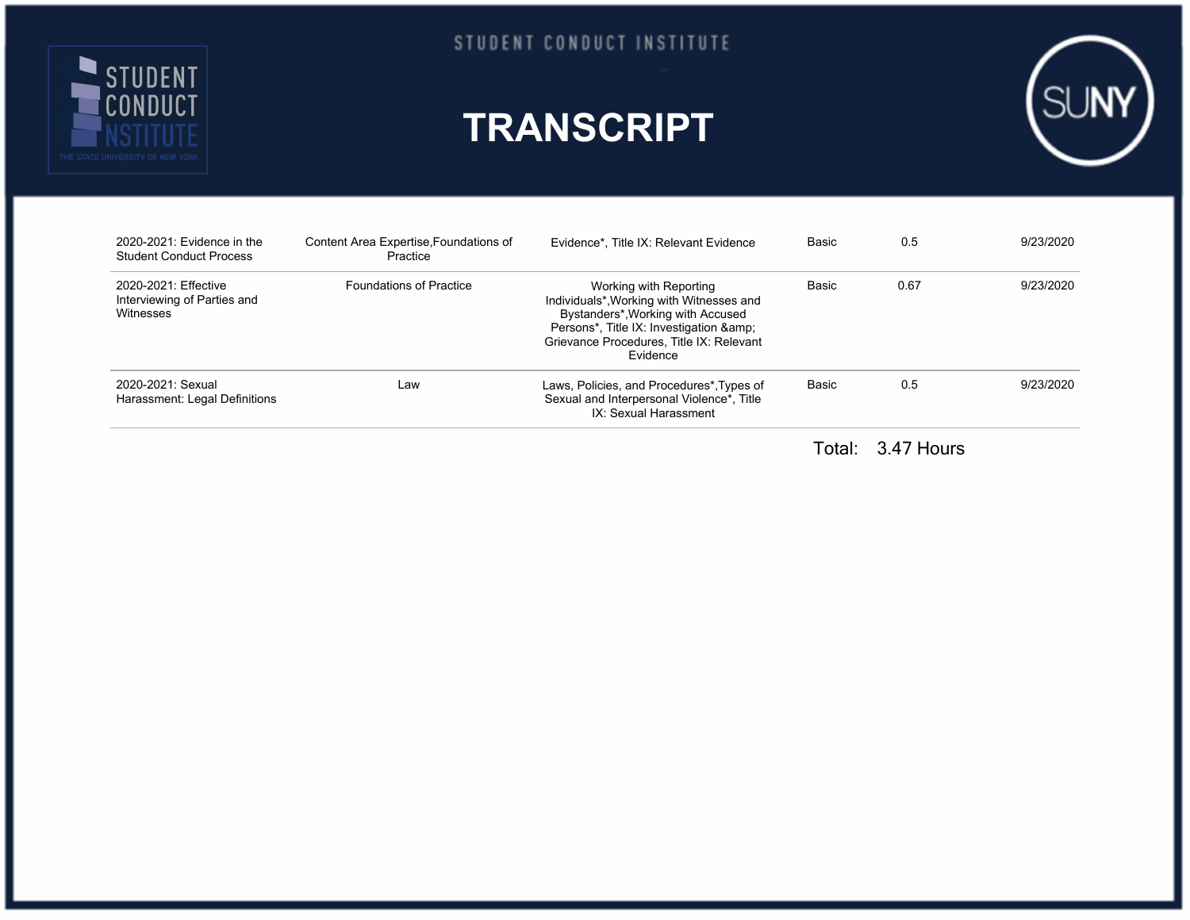# STUDENT CONDUCT INSTITUTE

# TRANSCRIPT

| | | | | | |
|---|---|---|---|---|---|
| 2020-2021: Evidence in the Student Conduct Process | Content Area Expertise,Foundations of Practice | Evidence*, Title IX: Relevant Evidence | Basic | 0.5 | 9/23/2020 |
| 2020-2021: Effective Interviewing of Parties and Witnesses | Foundations of Practice | Working with Reporting Individuals*,Working with Witnesses and Bystanders*,Working with Accused Persons*, Title IX: Investigation &amp; Grievance Procedures, Title IX: Relevant Evidence | Basic | 0.67 | 9/23/2020 |
| 2020-2021: Sexual Harassment: Legal Definitions | Law | Laws, Policies, and Procedures*,Types of Sexual and Interpersonal Violence*, Title IX: Sexual Harassment | Basic | 0.5 | 9/23/2020 |

Total: 3.47 Hours